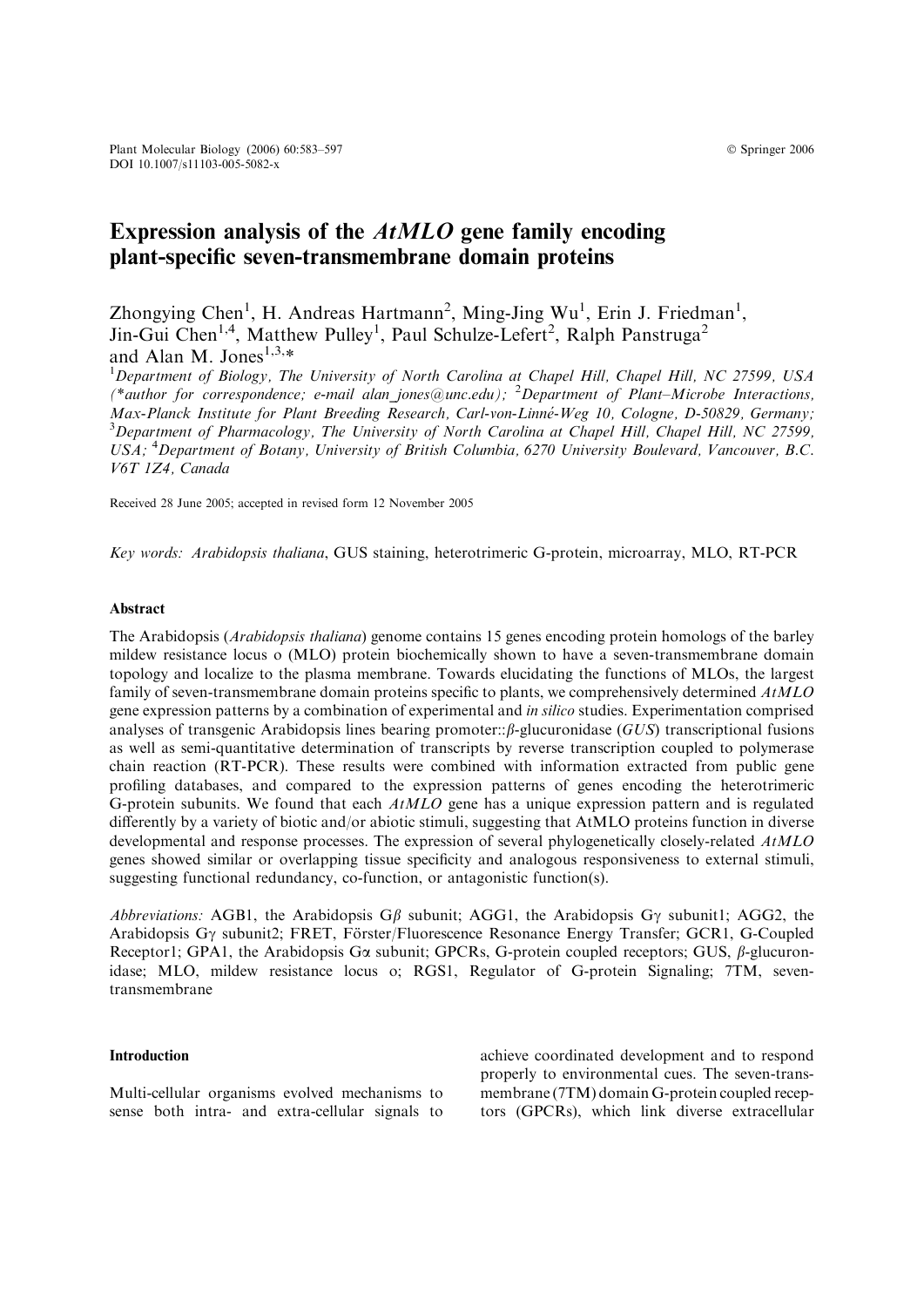# Expression analysis of the *AtMLO* gene family encoding plant-specific seven-transmembrane domain proteins

Zhongying Chen[1], H. Andreas Hartmann[2], Ming-Jing Wu[1], Erin J. Friedman[1], Jin-Gui Chen[1,4], Matthew Pulley[1], Paul Schulze-Lefert[2], Ralph Panstruga[2] and Alan M. Jones[1,3,*]

[1]*Department of Biology, The University of North Carolina at Chapel Hill, Chapel Hill, NC 27599, USA (*author for correspondence; e-mail alan_jones@unc.edu)*; [2]*Department of Plant–Microbe Interactions, Max-Planck Institute for Plant Breeding Research, Carl-von-Linné-Weg 10, Cologne, D-50829, Germany*; [3]*Department of Pharmacology, The University of North Carolina at Chapel Hill, Chapel Hill, NC 27599, USA*; [4]*Department of Botany, University of British Columbia, 6270 University Boulevard, Vancouver, B.C. V6T 1Z4, Canada*

Received 28 June 2005; accepted in revised form 12 November 2005

*Key words:* *Arabidopsis thaliana*, GUS staining, heterotrimeric G-protein, microarray, MLO, RT-PCR

## Abstract

The Arabidopsis (*Arabidopsis thaliana*) genome contains 15 genes encoding protein homologs of the barley mildew resistance locus o (MLO) protein biochemically shown to have a seven-transmembrane domain topology and localize to the plasma membrane. Towards elucidating the functions of MLOs, the largest family of seven-transmembrane domain proteins specific to plants, we comprehensively determined *AtMLO* gene expression patterns by a combination of experimental and *in silico* studies. Experimentation comprised analyses of transgenic Arabidopsis lines bearing promoter::$\beta$-glucuronidase (*GUS*) transcriptional fusions as well as semi-quantitative determination of transcripts by reverse transcription coupled to polymerase chain reaction (RT-PCR). These results were combined with information extracted from public gene profiling databases, and compared to the expression patterns of genes encoding the heterotrimeric G-protein subunits. We found that each *AtMLO* gene has a unique expression pattern and is regulated differently by a variety of biotic and/or abiotic stimuli, suggesting that AtMLO proteins function in diverse developmental and response processes. The expression of several phylogenetically closely-related *AtMLO* genes showed similar or overlapping tissue specificity and analogous responsiveness to external stimuli, suggesting functional redundancy, co-function, or antagonistic function(s).

*Abbreviations:* AGB1, the Arabidopsis G$\beta$ subunit; AGG1, the Arabidopsis G$\gamma$ subunit1; AGG2, the Arabidopsis G$\gamma$ subunit2; FRET, Förster/Fluorescence Resonance Energy Transfer; GCR1, G-Coupled Receptor1; GPA1, the Arabidopsis G$\alpha$ subunit; GPCRs, G-protein coupled receptors; GUS, $\beta$-glucuronidase; MLO, mildew resistance locus o; RGS1, Regulator of G-protein Signaling; 7TM, seven-transmembrane

## Introduction

Multi-cellular organisms evolved mechanisms to sense both intra- and extra-cellular signals to achieve coordinated development and to respond properly to environmental cues. The seven-transmembrane (7TM) domain G-protein coupled receptors (GPCRs), which link diverse extracellular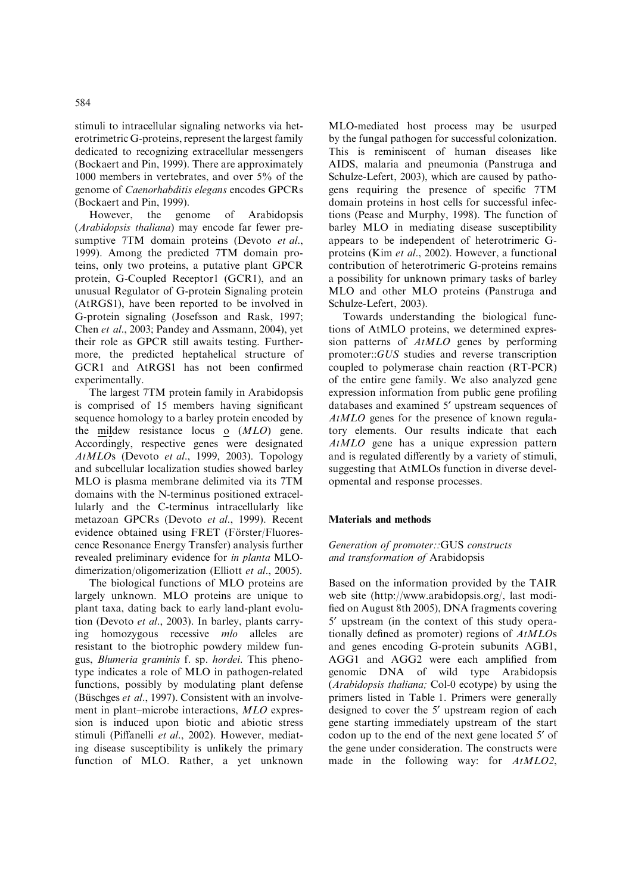stimuli to intracellular signaling networks via heterotrimeric G-proteins, represent the largest family dedicated to recognizing extracellular messengers (Bockaert and Pin, 1999). There are approximately 1000 members in vertebrates, and over 5% of the genome of *Caenorhabditis elegans* encodes GPCRs (Bockaert and Pin, 1999).

However, the genome of Arabidopsis (*Arabidopsis thaliana*) may encode far fewer presumptive 7TM domain proteins (Devoto *et al*., 1999). Among the predicted 7TM domain proteins, only two proteins, a putative plant GPCR protein, G-Coupled Receptor1 (GCR1), and an unusual Regulator of G-protein Signaling protein (AtRGS1), have been reported to be involved in G-protein signaling (Josefsson and Rask, 1997; Chen *et al*., 2003; Pandey and Assmann, 2004), yet their role as GPCR still awaits testing. Furthermore, the predicted heptahelical structure of GCR1 and AtRGS1 has not been confirmed experimentally.

The largest 7TM protein family in Arabidopsis is comprised of 15 members having significant sequence homology to a barley protein encoded by the mildew resistance locus o (*MLO*) gene. Accordingly, respective genes were designated *AtMLO*s (Devoto *et al*., 1999, 2003). Topology and subcellular localization studies showed barley MLO is plasma membrane delimited via its 7TM domains with the N-terminus positioned extracellularly and the C-terminus intracellularly like metazoan GPCRs (Devoto *et al*., 1999). Recent evidence obtained using FRET (Förster/Fluorescence Resonance Energy Transfer) analysis further revealed preliminary evidence for *in planta* MLO-dimerization/oligomerization (Elliott *et al*., 2005).

The biological functions of MLO proteins are largely unknown. MLO proteins are unique to plant taxa, dating back to early land-plant evolution (Devoto *et al*., 2003). In barley, plants carrying homozygous recessive *mlo* alleles are resistant to the biotrophic powdery mildew fungus, *Blumeria graminis* f. sp. *hordei*. This phenotype indicates a role of MLO in pathogen-related functions, possibly by modulating plant defense (Büschges *et al*., 1997). Consistent with an involvement in plant–microbe interactions, *MLO* expression is induced upon biotic and abiotic stress stimuli (Piffanelli *et al*., 2002). However, mediating disease susceptibility is unlikely the primary function of MLO. Rather, a yet unknown MLO-mediated host process may be usurped by the fungal pathogen for successful colonization. This is reminiscent of human diseases like AIDS, malaria and pneumonia (Panstruga and Schulze-Lefert, 2003), which are caused by pathogens requiring the presence of specific 7TM domain proteins in host cells for successful infections (Pease and Murphy, 1998). The function of barley MLO in mediating disease susceptibility appears to be independent of heterotrimeric G-proteins (Kim *et al*., 2002). However, a functional contribution of heterotrimeric G-proteins remains a possibility for unknown primary tasks of barley MLO and other MLO proteins (Panstruga and Schulze-Lefert, 2003).

Towards understanding the biological functions of AtMLO proteins, we determined expression patterns of *AtMLO* genes by performing promoter::*GUS* studies and reverse transcription coupled to polymerase chain reaction (RT-PCR) of the entire gene family. We also analyzed gene expression information from public gene profiling databases and examined 5′ upstream sequences of *AtMLO* genes for the presence of known regulatory elements. Our results indicate that each *AtMLO* gene has a unique expression pattern and is regulated differently by a variety of stimuli, suggesting that AtMLOs function in diverse developmental and response processes.

## Materials and methods

### *Generation of promoter::*GUS *constructs and transformation of* Arabidopsis

Based on the information provided by the TAIR web site (http://www.arabidopsis.org/, last modified on August 8th 2005), DNA fragments covering 5′ upstream (in the context of this study operationally defined as promoter) regions of *AtMLO*s and genes encoding G-protein subunits AGB1, AGG1 and AGG2 were each amplified from genomic DNA of wild type Arabidopsis (*Arabidopsis thaliana;* Col-0 ecotype) by using the primers listed in Table 1. Primers were generally designed to cover the 5′ upstream region of each gene starting immediately upstream of the start codon up to the end of the next gene located 5′ of the gene under consideration. The constructs were made in the following way: for *AtMLO2*,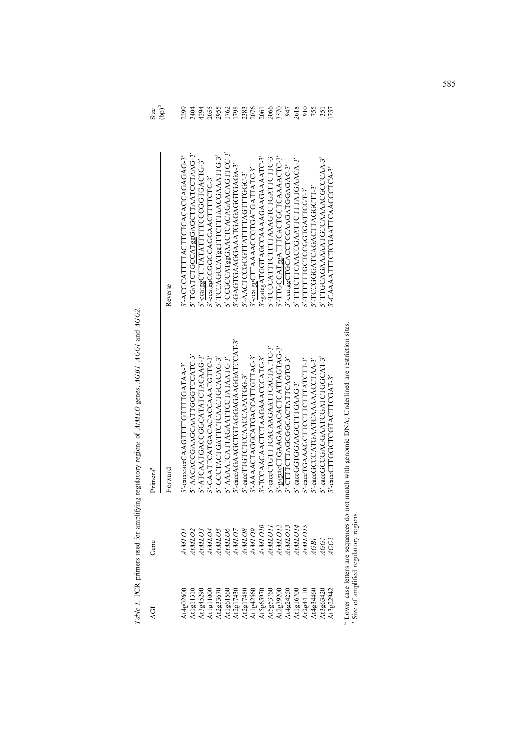*Table 1.* PCR primers used for amplifying regulatory regions of *AtMLO* genes, *AGB1*, *AGG1* and *AGG2*.

| AGI | Gene | Primers[a] | | Size (bp)[b] |
|---|---|---|---|---|
| | | Forward | Reverse | |
| At4g02600 | *AtMLO1* | 5′-caccaccCAAGTTTTGTTTGATAA-3′ | 5′-ACCCATTTTACTTCTCACACCAGAGAG-3′ | 2299 |
| At1g11310 | *AtMLO2* | 5′-AACACCGAAGCAATTGGGTCCATC-3′ | 5′-TGATCTGCCATggGAGCTTAATCCTAAG-3′ | 3404 |
| At3g45290 | *AtMLO3* | 5′-ATCAATGACCGGCATATCTACAAG-3′ | 5′-ccatggCTTTATATTTTCCCGGTGACTG-3′ | 4294 |
| At1g11000 | *AtMLO4* | 5′-GAATTCATGACACCAAATGTTC-3′ | 5′-ccatggCCGGCGAGGAACTTTTCTC-3′ | 2055 |
| At2g33670 | *AtMLO5* | 5′-GCCTACTGATTCTCAACTGCACAG-3′ | 5′-TCCAGCCATggTTTCTTTAACGAAATTG-3′ | 2955 |
| At1g61560 | *AtMLO6* | 5′-AAAATCATTAGAATTCCTATAATG-3′ | 5′-CCGCCATggGAACTCACAGAACAGTTCC-3′ | 1762 |
| At2g17430 | *AtMLO7* | 5′-caccAGAAGCTGTAGGAGAAGGATCCAT-3′ | 5′-GAGTGAAGGAAATGAGAGGTGAGA-3′ | 1798 |
| At2g17480 | *AtMLO8* | 5′-caccTTGTCTCCAACCAAATGG-3′ | 5′-AACTCCGCGTTATTTAGTTTGGC-3′ | 2383 |
| At1g42560 | *AtMLO9* | 5′-AAAACTAGGCATGACCATTGTTAC-3′ | 5′-ccatggCTTAAAACCGTGATGATTATC-3′ | 2076 |
| At5g65970 | *AtMLO10* | 5′-TCCAACAACTCTAAGAAACCCATC-3′ | 5′-gatcgATGGTAGCCAAAAGAGAAAATC-3′ | 2061 |
| At5g53760 | *AtMLO11* | 5′-caccCTGTTTCACAAGAATTCACTATTC-3′ | 5′-TCCCATTTCTTTTAAAGTCTGATTCTTC-3′ | 2066 |
| At2g39200 | *AtMLO12* | 5′-gagctcCTGAAGAAACACTCATTAGTAG-3′ | 5′-TTGCCATggATTTCACTGCTCAAAACTC-3′ | 3570 |
| At4g24250 | *AtMLO13* | 5′-CTTTCTTAGCGGCACTATTCAGTG-3′ | 5′-ccatggCTGCACCTCCAAGATGGAGAC-3′ | 947 |
| At1g16700 | *AtMLO14* | 5′-caccGGTGGAAGCTTTGAAG-3′ | 5′-TTTCTTCAACCGAATTCTTTATGAACA-3′ | 2618 |
| At2g44110 | *AtMLO15* | 5′-caccTGAAAGCTTCCTTCTTTATCTT-3′ | 5′-TTTTTTGCTCCGGTGATTCGT-3′ | 910 |
| At4g34460 | *AGB1* | 5′-caccGCCCATGAATCAAAACCTAA-3′ | 5′-TCCGGGATCAGACTTAGGCTT-3′ | 755 |
| At3g63420 | *AGG1* | 5′-caccGCCGAGGAATCGATCTGGCAT-3′ | 5′-TTGCAGAAAATGCCAAAACGCCCAA-3′ | 351 |
| At3g22942 | *AGG2* | 5′-caccCTTGGCTCGTACTTCGAT-3′ | 5′-CAAAATTTCTCGAATTCAACCCTCA-3′ | 1757 |

[a] Lower case letters are sequences do not match with genomic DNA; Underlined are restriction sites.
[b] Size of amplified regulatory regions.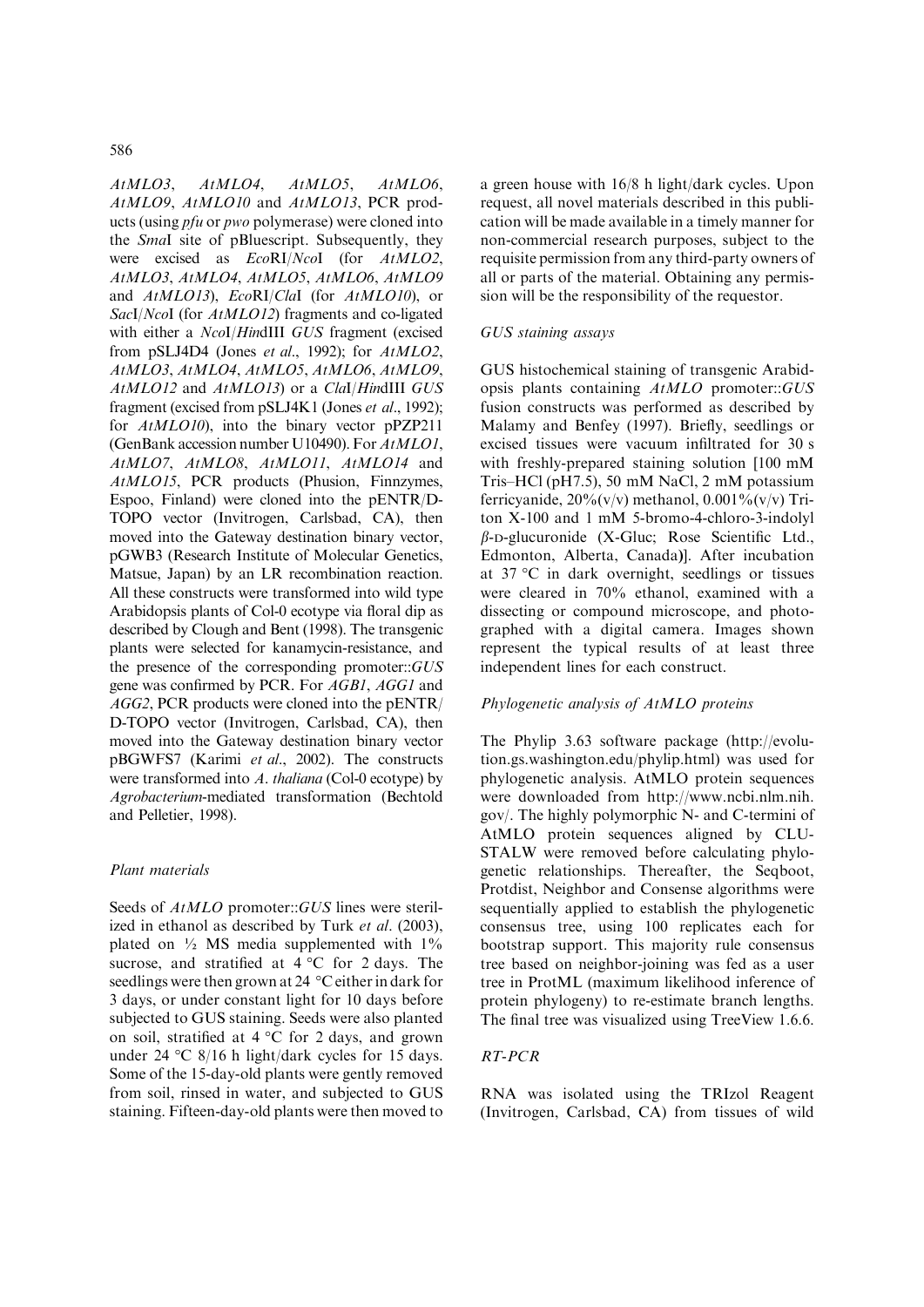*AtMLO3*, *AtMLO4*, *AtMLO5*, *AtMLO6*, *AtMLO9*, *AtMLO10* and *AtMLO13*, PCR products (using *pfu* or *pwo* polymerase) were cloned into the *Sma*I site of pBluescript. Subsequently, they were excised as *Eco*RI/*Nco*I (for *AtMLO2*, *AtMLO3*, *AtMLO4*, *AtMLO5*, *AtMLO6*, *AtMLO9* and *AtMLO13*), *Eco*RI/*Cla*I (for *AtMLO10*), or *Sac*I/*Nco*I (for *AtMLO12*) fragments and co-ligated with either a *Nco*I/*Hin*dIII *GUS* fragment (excised from pSLJ4D4 (Jones *et al*., 1992); for *AtMLO2*, *AtMLO3*, *AtMLO4*, *AtMLO5*, *AtMLO6*, *AtMLO9*, *AtMLO12* and *AtMLO13*) or a *Cla*I/*Hin*dIII *GUS* fragment (excised from pSLJ4K1 (Jones *et al*., 1992); for *AtMLO10*), into the binary vector pPZP211 (GenBank accession number U10490). For *AtMLO1*, *AtMLO7*, *AtMLO8*, *AtMLO11*, *AtMLO14* and *AtMLO15*, PCR products (Phusion, Finnzymes, Espoo, Finland) were cloned into the pENTR/D-TOPO vector (Invitrogen, Carlsbad, CA), then moved into the Gateway destination binary vector, pGWB3 (Research Institute of Molecular Genetics, Matsue, Japan) by an LR recombination reaction. All these constructs were transformed into wild type Arabidopsis plants of Col-0 ecotype via floral dip as described by Clough and Bent (1998). The transgenic plants were selected for kanamycin-resistance, and the presence of the corresponding promoter::*GUS* gene was confirmed by PCR. For *AGB1*, *AGG1* and *AGG2*, PCR products were cloned into the pENTR/D-TOPO vector (Invitrogen, Carlsbad, CA), then moved into the Gateway destination binary vector pBGWFS7 (Karimi *et al*., 2002). The constructs were transformed into *A. thaliana* (Col-0 ecotype) by *Agrobacterium*-mediated transformation (Bechtold and Pelletier, 1998).

### *Plant materials*

Seeds of *AtMLO* promoter::*GUS* lines were sterilized in ethanol as described by Turk *et al*. (2003), plated on ½ MS media supplemented with 1% sucrose, and stratified at 4 °C for 2 days. The seedlings were then grown at 24 °C either in dark for 3 days, or under constant light for 10 days before subjected to GUS staining. Seeds were also planted on soil, stratified at 4 °C for 2 days, and grown under 24 °C 8/16 h light/dark cycles for 15 days. Some of the 15-day-old plants were gently removed from soil, rinsed in water, and subjected to GUS staining. Fifteen-day-old plants were then moved to a green house with 16/8 h light/dark cycles. Upon request, all novel materials described in this publication will be made available in a timely manner for non-commercial research purposes, subject to the requisite permission from any third-party owners of all or parts of the material. Obtaining any permission will be the responsibility of the requestor.

### *GUS staining assays*

GUS histochemical staining of transgenic Arabidopsis plants containing *AtMLO* promoter::*GUS* fusion constructs was performed as described by Malamy and Benfey (1997). Briefly, seedlings or excised tissues were vacuum infiltrated for 30 s with freshly-prepared staining solution [100 mM Tris–HCl (pH7.5), 50 mM NaCl, 2 mM potassium ferricyanide, 20%(v/v) methanol, 0.001%(v/v) Triton X-100 and 1 mM 5-bromo-4-chloro-3-indolyl $\beta$-D-glucuronide (X-Gluc; Rose Scientific Ltd., Edmonton, Alberta, Canada)]. After incubation at 37 °C in dark overnight, seedlings or tissues were cleared in 70% ethanol, examined with a dissecting or compound microscope, and photographed with a digital camera. Images shown represent the typical results of at least three independent lines for each construct.

### *Phylogenetic analysis of AtMLO proteins*

The Phylip 3.63 software package (http://evolution.gs.washington.edu/phylip.html) was used for phylogenetic analysis. AtMLO protein sequences were downloaded from http://www.ncbi.nlm.nih.gov/. The highly polymorphic N- and C-termini of AtMLO protein sequences aligned by CLUSTALW were removed before calculating phylogenetic relationships. Thereafter, the Seqboot, Protdist, Neighbor and Consense algorithms were sequentially applied to establish the phylogenetic consensus tree, using 100 replicates each for bootstrap support. This majority rule consensus tree based on neighbor-joining was fed as a user tree in ProtML (maximum likelihood inference of protein phylogeny) to re-estimate branch lengths. The final tree was visualized using TreeView 1.6.6.

### *RT-PCR*

RNA was isolated using the TRIzol Reagent (Invitrogen, Carlsbad, CA) from tissues of wild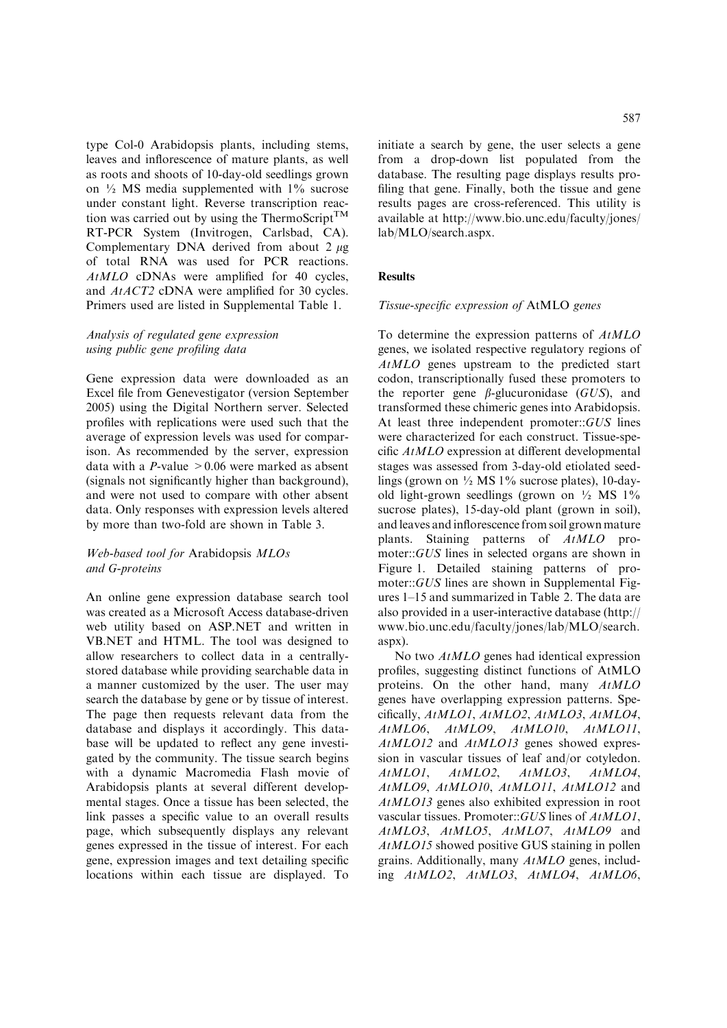type Col-0 Arabidopsis plants, including stems, leaves and inflorescence of mature plants, as well as roots and shoots of 10-day-old seedlings grown on ½ MS media supplemented with 1% sucrose under constant light. Reverse transcription reaction was carried out by using the ThermoScript™ RT-PCR System (Invitrogen, Carlsbad, CA). Complementary DNA derived from about 2 $\mu$g of total RNA was used for PCR reactions. *AtMLO* cDNAs were amplified for 40 cycles, and *AtACT2* cDNA were amplified for 30 cycles. Primers used are listed in Supplemental Table 1.

### *Analysis of regulated gene expression using public gene profiling data*

Gene expression data were downloaded as an Excel file from Genevestigator (version September 2005) using the Digital Northern server. Selected profiles with replications were used such that the average of expression levels was used for comparison. As recommended by the server, expression data with a *P*-value $>0.06$ were marked as absent (signals not significantly higher than background), and were not used to compare with other absent data. Only responses with expression levels altered by more than two-fold are shown in Table 3.

### *Web-based tool for* Arabidopsis *MLOs and G-proteins*

An online gene expression database search tool was created as a Microsoft Access database-driven web utility based on ASP.NET and written in VB.NET and HTML. The tool was designed to allow researchers to collect data in a centrally-stored database while providing searchable data in a manner customized by the user. The user may search the database by gene or by tissue of interest. The page then requests relevant data from the database and displays it accordingly. This database will be updated to reflect any gene investigated by the community. The tissue search begins with a dynamic Macromedia Flash movie of Arabidopsis plants at several different developmental stages. Once a tissue has been selected, the link passes a specific value to an overall results page, which subsequently displays any relevant genes expressed in the tissue of interest. For each gene, expression images and text detailing specific locations within each tissue are displayed. To initiate a search by gene, the user selects a gene from a drop-down list populated from the database. The resulting page displays results profiling that gene. Finally, both the tissue and gene results pages are cross-referenced. This utility is available at http://www.bio.unc.edu/faculty/jones/lab/MLO/search.aspx.

## Results

### *Tissue-specific expression of* AtMLO *genes*

To determine the expression patterns of *AtMLO* genes, we isolated respective regulatory regions of *AtMLO* genes upstream to the predicted start codon, transcriptionally fused these promoters to the reporter gene $\beta$-glucuronidase (*GUS*), and transformed these chimeric genes into Arabidopsis. At least three independent promoter::*GUS* lines were characterized for each construct. Tissue-specific *AtMLO* expression at different developmental stages was assessed from 3-day-old etiolated seedlings (grown on ½ MS 1% sucrose plates), 10-day-old light-grown seedlings (grown on ½ MS 1% sucrose plates), 15-day-old plant (grown in soil), and leaves and inflorescence from soil grown mature plants. Staining patterns of *AtMLO* promoter::*GUS* lines in selected organs are shown in Figure 1. Detailed staining patterns of promoter::*GUS* lines are shown in Supplemental Figures 1–15 and summarized in Table 2. The data are also provided in a user-interactive database (http://www.bio.unc.edu/faculty/jones/lab/MLO/search.aspx).

No two *AtMLO* genes had identical expression profiles, suggesting distinct functions of AtMLO proteins. On the other hand, many *AtMLO* genes have overlapping expression patterns. Specifically, *AtMLO1*, *AtMLO2*, *AtMLO3*, *AtMLO4*, *AtMLO6*, *AtMLO9*, *AtMLO10*, *AtMLO11*, *AtMLO12* and *AtMLO13* genes showed expression in vascular tissues of leaf and/or cotyledon. *AtMLO1*, *AtMLO2*, *AtMLO3*, *AtMLO4*, *AtMLO9*, *AtMLO10*, *AtMLO11*, *AtMLO12* and *AtMLO13* genes also exhibited expression in root vascular tissues. Promoter::*GUS* lines of *AtMLO1*, *AtMLO3*, *AtMLO5*, *AtMLO7*, *AtMLO9* and *AtMLO15* showed positive GUS staining in pollen grains. Additionally, many *AtMLO* genes, including *AtMLO2*, *AtMLO3*, *AtMLO4*, *AtMLO6*,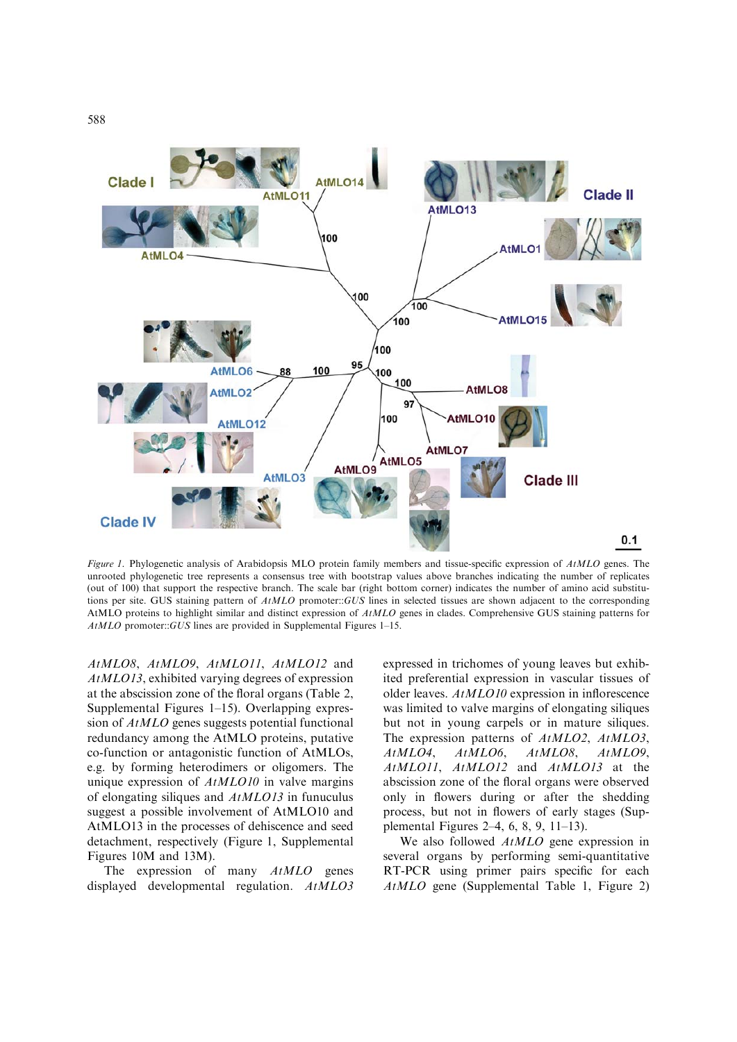*Figure 1*. Phylogenetic analysis of Arabidopsis MLO protein family members and tissue-specific expression of *AtMLO* genes. The unrooted phylogenetic tree represents a consensus tree with bootstrap values above branches indicating the number of replicates (out of 100) that support the respective branch. The scale bar (right bottom corner) indicates the number of amino acid substitutions per site. GUS staining pattern of *AtMLO* promoter::*GUS* lines in selected tissues are shown adjacent to the corresponding AtMLO proteins to highlight similar and distinct expression of *AtMLO* genes in clades. Comprehensive GUS staining patterns for *AtMLO* promoter::*GUS* lines are provided in Supplemental Figures 1–15.

*AtMLO8*, *AtMLO9*, *AtMLO11*, *AtMLO12* and *AtMLO13*, exhibited varying degrees of expression at the abscission zone of the floral organs (Table 2, Supplemental Figures 1–15). Overlapping expression of *AtMLO* genes suggests potential functional redundancy among the AtMLO proteins, putative co-function or antagonistic function of AtMLOs, e.g. by forming heterodimers or oligomers. The unique expression of *AtMLO10* in valve margins of elongating siliques and *AtMLO13* in funuculus suggest a possible involvement of AtMLO10 and AtMLO13 in the processes of dehiscence and seed detachment, respectively (Figure 1, Supplemental Figures 10M and 13M).

The expression of many *AtMLO* genes displayed developmental regulation. *AtMLO3* expressed in trichomes of young leaves but exhibited preferential expression in vascular tissues of older leaves. *AtMLO10* expression in inflorescence was limited to valve margins of elongating siliques but not in young carpels or in mature siliques. The expression patterns of *AtMLO2*, *AtMLO3*, *AtMLO4*, *AtMLO6*, *AtMLO8*, *AtMLO9*, *AtMLO11*, *AtMLO12* and *AtMLO13* at the abscission zone of the floral organs were observed only in flowers during or after the shedding process, but not in flowers of early stages (Supplemental Figures 2–4, 6, 8, 9, 11–13).

We also followed *AtMLO* gene expression in several organs by performing semi-quantitative RT-PCR using primer pairs specific for each *AtMLO* gene (Supplemental Table 1, Figure 2)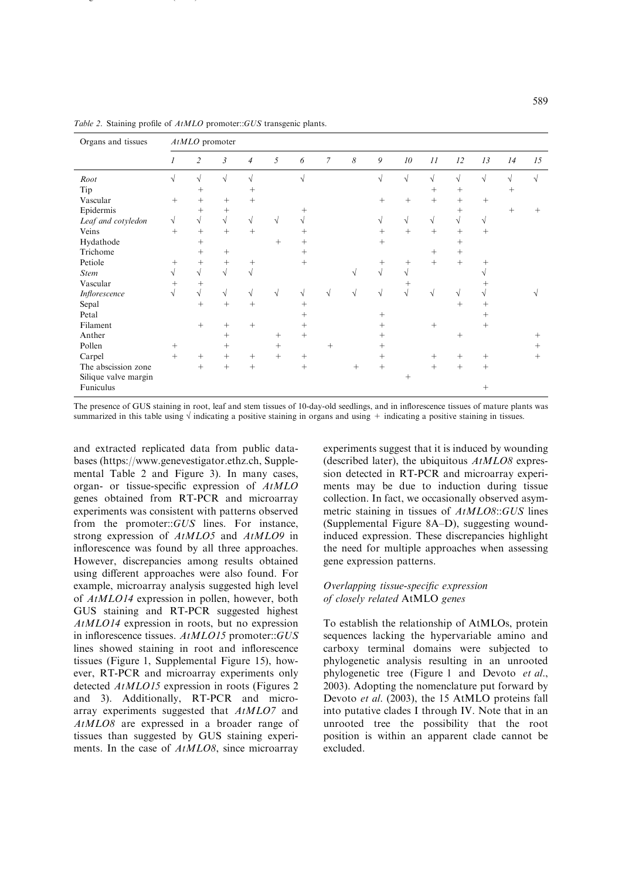*Table 2.* Staining profile of *AtMLO* promoter::*GUS* transgenic plants.

| Organs and tissues | *AtMLO* promoter | | | | | | | | | | | | | | |
|---|---|---|---|---|---|---|---|---|---|---|---|---|---|---|---|
| | *1* | *2* | *3* | *4* | *5* | *6* | *7* | *8* | *9* | *10* | *11* | *12* | *13* | *14* | *15* |
| *Root* | √ | √ | √ | √ | | √ | | | √ | √ | √ | √ | √ | √ | √ |
| Tip | | + | | + | | | | | | | + | + | | + | |
| Vascular | + | + | + | + | | | | | + | + | + | + | + | | |
| Epidermis | | + | + | | | + | | | | | | + | | + | + |
| *Leaf and cotyledon* | √ | √ | √ | √ | √ | √ | | | √ | √ | √ | √ | √ | | |
| Veins | + | + | + | + | | + | | | + | + | + | + | + | | |
| Hydathode | | + | | | + | + | | | + | | | + | | | |
| Trichome | | + | + | | | + | | | | | + | + | | | |
| Petiole | + | + | + | + | | + | | | + | + | + | + | + | | |
| *Stem* | √ | √ | √ | √ | | | | √ | √ | √ | | | √ | | |
| Vascular | + | + | | | | | | | | + | | | + | | |
| *Inflorescence* | √ | √ | √ | √ | √ | √ | √ | √ | √ | √ | √ | √ | √ | | √ |
| Sepal | | + | + | + | | + | | | | | | + | + | | |
| Petal | | | | | | + | | | + | | | | + | | |
| Filament | | + | + | + | | + | | | + | | + | | + | | |
| Anther | | | + | | + | + | | | + | | | + | | | + |
| Pollen | + | | + | | + | | + | | + | | | | | | + |
| Carpel | + | + | + | + | + | + | | | + | | + | + | + | | + |
| The abscission zone | | + | + | + | | + | | + | + | | + | + | + | | |
| Silique valve margin | | | | | | | | | | + | | | | | |
| Funiculus | | | | | | | | | | | | | + | | |

The presence of GUS staining in root, leaf and stem tissues of 10-day-old seedlings, and in inflorescence tissues of mature plants was summarized in this table using √ indicating a positive staining in organs and using + indicating a positive staining in tissues.

and extracted replicated data from public databases (https://www.genevestigator.ethz.ch, Supplemental Table 2 and Figure 3). In many cases, organ- or tissue-specific expression of *AtMLO* genes obtained from RT-PCR and microarray experiments was consistent with patterns observed from the promoter::*GUS* lines. For instance, strong expression of *AtMLO5* and *AtMLO9* in inflorescence was found by all three approaches. However, discrepancies among results obtained using different approaches were also found. For example, microarray analysis suggested high level of *AtMLO14* expression in pollen, however, both GUS staining and RT-PCR suggested highest *AtMLO14* expression in roots, but no expression in inflorescence tissues. *AtMLO15* promoter::*GUS* lines showed staining in root and inflorescence tissues (Figure 1, Supplemental Figure 15), however, RT-PCR and microarray experiments only detected *AtMLO15* expression in roots (Figures 2 and 3). Additionally, RT-PCR and microarray experiments suggested that *AtMLO7* and *AtMLO8* are expressed in a broader range of tissues than suggested by GUS staining experiments. In the case of *AtMLO8*, since microarray experiments suggest that it is induced by wounding (described later), the ubiquitous *AtMLO8* expression detected in RT-PCR and microarray experiments may be due to induction during tissue collection. In fact, we occasionally observed asymmetric staining in tissues of *AtMLO8*::*GUS* lines (Supplemental Figure 8A–D), suggesting wound-induced expression. These discrepancies highlight the need for multiple approaches when assessing gene expression patterns.

### *Overlapping tissue-specific expression of closely related* AtMLO *genes*

To establish the relationship of AtMLOs, protein sequences lacking the hypervariable amino and carboxy terminal domains were subjected to phylogenetic analysis resulting in an unrooted phylogenetic tree (Figure 1 and Devoto *et al.*, 2003). Adopting the nomenclature put forward by Devoto *et al.* (2003), the 15 AtMLO proteins fall into putative clades I through IV. Note that in an unrooted tree the possibility that the root position is within an apparent clade cannot be excluded.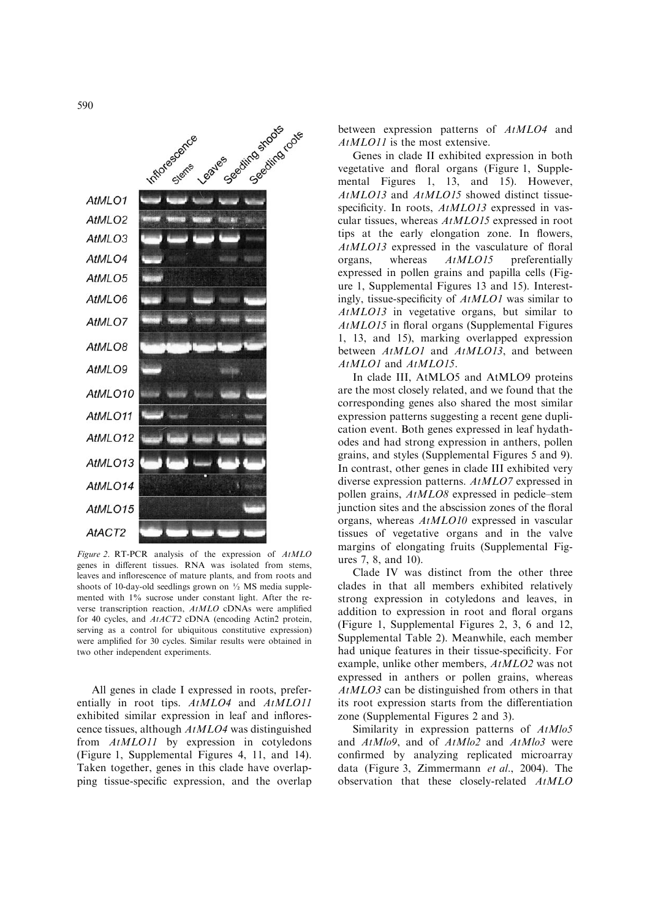*Figure 2*. RT-PCR analysis of the expression of *AtMLO* genes in different tissues. RNA was isolated from stems, leaves and inflorescence of mature plants, and from roots and shoots of 10-day-old seedlings grown on ½ MS media supplemented with 1% sucrose under constant light. After the reverse transcription reaction, *AtMLO* cDNAs were amplified for 40 cycles, and *AtACT2* cDNA (encoding Actin2 protein, serving as a control for ubiquitous constitutive expression) were amplified for 30 cycles. Similar results were obtained in two other independent experiments.

All genes in clade I expressed in roots, preferentially in root tips. *AtMLO4* and *AtMLO11* exhibited similar expression in leaf and inflorescence tissues, although *AtMLO4* was distinguished from *AtMLO11* by expression in cotyledons (Figure 1, Supplemental Figures 4, 11, and 14). Taken together, genes in this clade have overlapping tissue-specific expression, and the overlap between expression patterns of *AtMLO4* and *AtMLO11* is the most extensive.

Genes in clade II exhibited expression in both vegetative and floral organs (Figure 1, Supplemental Figures 1, 13, and 15). However, *AtMLO13* and *AtMLO15* showed distinct tissue-specificity. In roots, *AtMLO13* expressed in vascular tissues, whereas *AtMLO15* expressed in root tips at the early elongation zone. In flowers, *AtMLO13* expressed in the vasculature of floral organs, whereas *AtMLO15* preferentially expressed in pollen grains and papilla cells (Figure 1, Supplemental Figures 13 and 15). Interestingly, tissue-specificity of *AtMLO1* was similar to *AtMLO13* in vegetative organs, but similar to *AtMLO15* in floral organs (Supplemental Figures 1, 13, and 15), marking overlapped expression between *AtMLO1* and *AtMLO13*, and between *AtMLO1* and *AtMLO15*.

In clade III, AtMLO5 and AtMLO9 proteins are the most closely related, and we found that the corresponding genes also shared the most similar expression patterns suggesting a recent gene duplication event. Both genes expressed in leaf hydathodes and had strong expression in anthers, pollen grains, and styles (Supplemental Figures 5 and 9). In contrast, other genes in clade III exhibited very diverse expression patterns. *AtMLO7* expressed in pollen grains, *AtMLO8* expressed in pedicle–stem junction sites and the abscission zones of the floral organs, whereas *AtMLO10* expressed in vascular tissues of vegetative organs and in the valve margins of elongating fruits (Supplemental Figures 7, 8, and 10).

Clade IV was distinct from the other three clades in that all members exhibited relatively strong expression in cotyledons and leaves, in addition to expression in root and floral organs (Figure 1, Supplemental Figures 2, 3, 6 and 12, Supplemental Table 2). Meanwhile, each member had unique features in their tissue-specificity. For example, unlike other members, *AtMLO2* was not expressed in anthers or pollen grains, whereas *AtMLO3* can be distinguished from others in that its root expression starts from the differentiation zone (Supplemental Figures 2 and 3).

Similarity in expression patterns of *AtMlo5* and *AtMlo9*, and of *AtMlo2* and *AtMlo3* were confirmed by analyzing replicated microarray data (Figure 3, Zimmermann *et al*., 2004). The observation that these closely-related *AtMLO*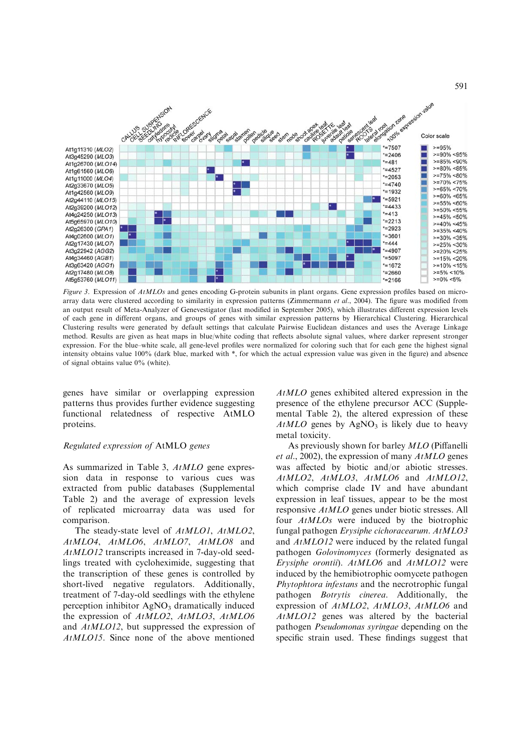*Figure 3*. Expression of *AtMLOs* and genes encoding G-protein subunits in plant organs. Gene expression profiles based on microarray data were clustered according to similarity in expression patterns (Zimmermann *et al*., 2004). The figure was modified from an output result of Meta-Analyzer of Genevestigator (last modified in September 2005), which illustrates different expression levels of each gene in different organs, and groups of genes with similar expression patterns by Hierarchical Clustering. Hierarchical Clustering results were generated by default settings that calculate Pairwise Euclidean distances and uses the Average Linkage method. Results are given as heat maps in blue/white coding that reflects absolute signal values, where darker represent stronger expression. For the blue–white scale, all gene-level profiles were normalized for coloring such that for each gene the highest signal intensity obtains value 100% (dark blue, marked with *, for which the actual expression value was given in the figure) and absence of signal obtains value 0% (white).

genes have similar or overlapping expression patterns thus provides further evidence suggesting functional relatedness of respective AtMLO proteins.

*Regulated expression of* AtMLO *genes*

As summarized in Table 3, *AtMLO* gene expression data in response to various cues was extracted from public databases (Supplemental Table 2) and the average of expression levels of replicated microarray data was used for comparison.

The steady-state level of *AtMLO1*, *AtMLO2*, *AtMLO4*, *AtMLO6*, *AtMLO7*, *AtMLO8* and *AtMLO12* transcripts increased in 7-day-old seedlings treated with cycloheximide, suggesting that the transcription of these genes is controlled by short-lived negative regulators. Additionally, treatment of 7-day-old seedlings with the ethylene perception inhibitor $AgNO_3$ dramatically induced the expression of *AtMLO2*, *AtMLO3*, *AtMLO6* and *AtMLO12*, but suppressed the expression of *AtMLO15*. Since none of the above mentioned *AtMLO* genes exhibited altered expression in the presence of the ethylene precursor ACC (Supplemental Table 2), the altered expression of these *AtMLO* genes by $AgNO_3$ is likely due to heavy metal toxicity.

As previously shown for barley *MLO* (Piffanelli *et al*., 2002), the expression of many *AtMLO* genes was affected by biotic and/or abiotic stresses. *AtMLO2*, *AtMLO3*, *AtMLO6* and *AtMLO12*, which comprise clade IV and have abundant expression in leaf tissues, appear to be the most responsive *AtMLO* genes under biotic stresses. All four *AtMLOs* were induced by the biotrophic fungal pathogen *Erysiphe cichoracearum*. *AtMLO3* and *AtMLO12* were induced by the related fungal pathogen *Golovinomyces* (formerly designated as *Erysiphe orontii*). *AtMLO6* and *AtMLO12* were induced by the hemibiotrophic oomycete pathogen *Phytophtora infestans* and the necrotrophic fungal pathogen *Botrytis cinerea*. Additionally, the expression of *AtMLO2*, *AtMLO3*, *AtMLO6* and *AtMLO12* genes was altered by the bacterial pathogen *Pseudomonas syringae* depending on the specific strain used. These findings suggest that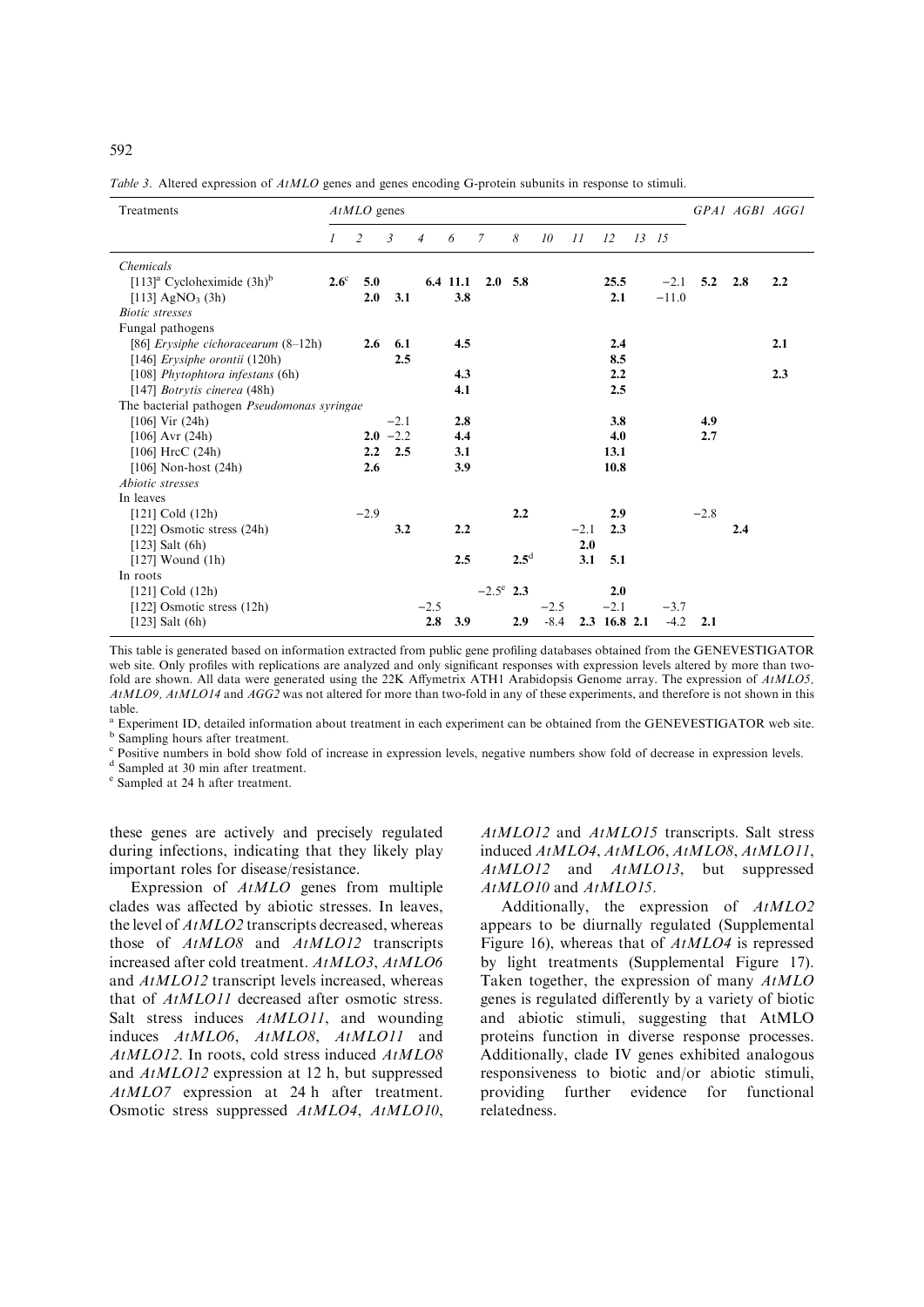*Table 3.* Altered expression of *AtMLO* genes and genes encoding G-protein subunits in response to stimuli.

| Treatments | *AtMLO* genes | | | | | | | | | | | | GPA1 | AGB1 | AGG1 |
|---|---|---|---|---|---|---|---|---|---|---|---|---|---|---|---|
| | *1* | *2* | *3* | *4* | *6* | *7* | *8* | *10* | *11* | *12* | *13* | *15* | | | |
| *Chemicals* | | | | | | | | | | | | | | | |
| [113][a] Cycloheximide (3h)[b] | **2.6**[c] | **5.0** | | **6.4** | **11.1** | **2.0** | **5.8** | | | **25.5** | | −2.1 | **5.2** | **2.8** | **2.2** |
| [113] $AgNO_3$ (3h) | | **2.0** | **3.1** | | **3.8** | | | | | **2.1** | | −11.0 | | | |
| *Biotic stresses* | | | | | | | | | | | | | | | |
| Fungal pathogens | | | | | | | | | | | | | | | |
| [86] *Erysiphe cichoracearum* (8–12h) | | **2.6** | **6.1** | | **4.5** | | | | | **2.4** | | | | | **2.1** |
| [146] *Erysiphe orontii* (120h) | | | **2.5** | | | | | | | **8.5** | | | | | |
| [108] *Phytophtora infestans* (6h) | | | | | **4.3** | | | | | **2.2** | | | | | **2.3** |
| [147] *Botrytis cinerea* (48h) | | | | | **4.1** | | | | | **2.5** | | | | | |
| The bacterial pathogen *Pseudomonas syringae* | | | | | | | | | | | | | | | |
| [106] Vir (24h) | | | −2.1 | | **2.8** | | | | | **3.8** | | | **4.9** | | |
| [106] Avr (24h) | | **2.0** | −2.2 | | **4.4** | | | | | **4.0** | | | **2.7** | | |
| [106] HrcC (24h) | | **2.2** | **2.5** | | **3.1** | | | | | **13.1** | | | | | |
| [106] Non-host (24h) | | **2.6** | | | **3.9** | | | | | **10.8** | | | | | |
| *Abiotic stresses* | | | | | | | | | | | | | | | |
| In leaves | | | | | | | | | | | | | | | |
| [121] Cold (12h) | | −2.9 | | | | | **2.2** | | | **2.9** | | | −2.8 | | |
| [122] Osmotic stress (24h) | | | **3.2** | | **2.2** | | | | −2.1 | **2.3** | | | | **2.4** | |
| [123] Salt (6h) | | | | | | | | | **2.0** | | | | | | |
| [127] Wound (1h) | | | | | **2.5** | | **2.5**[d] | | **3.1** | **5.1** | | | | | |
| In roots | | | | | | | | | | | | | | | |
| [121] Cold (12h) | | | | | | −2.5[e] | **2.3** | | | **2.0** | | | | | |
| [122] Osmotic stress (12h) | | | | −2.5 | | | | −2.5 | | −2.1 | | −3.7 | | | |
| [123] Salt (6h) | | | | **2.8** | **3.9** | | **2.9** | -8.4 | **2.3** | **16.8** | **2.1** | -4.2 | **2.1** | | |

This table is generated based on information extracted from public gene profiling databases obtained from the GENEVESTIGATOR web site. Only profiles with replications are analyzed and only significant responses with expression levels altered by more than two-fold are shown. All data were generated using the 22K Affymetrix ATH1 Arabidopsis Genome array. The expression of *AtMLO5, AtMLO9, AtMLO14* and *AGG2* was not altered for more than two-fold in any of these experiments, and therefore is not shown in this table.

[a] Experiment ID, detailed information about treatment in each experiment can be obtained from the GENEVESTIGATOR web site.
[b] Sampling hours after treatment.
[c] Positive numbers in bold show fold of increase in expression levels, negative numbers show fold of decrease in expression levels.
[d] Sampled at 30 min after treatment.
[e] Sampled at 24 h after treatment.

these genes are actively and precisely regulated during infections, indicating that they likely play important roles for disease/resistance.

Expression of *AtMLO* genes from multiple clades was affected by abiotic stresses. In leaves, the level of *AtMLO2* transcripts decreased, whereas those of *AtMLO8* and *AtMLO12* transcripts increased after cold treatment. *AtMLO3*, *AtMLO6* and *AtMLO12* transcript levels increased, whereas that of *AtMLO11* decreased after osmotic stress. Salt stress induces *AtMLO11*, and wounding induces *AtMLO6*, *AtMLO8*, *AtMLO11* and *AtMLO12*. In roots, cold stress induced *AtMLO8* and *AtMLO12* expression at 12 h, but suppressed *AtMLO7* expression at 24 h after treatment. Osmotic stress suppressed *AtMLO4*, *AtMLO10*, *AtMLO12* and *AtMLO15* transcripts. Salt stress induced *AtMLO4*, *AtMLO6*, *AtMLO8*, *AtMLO11*, *AtMLO12* and *AtMLO13*, but suppressed *AtMLO10* and *AtMLO15*.

Additionally, the expression of *AtMLO2* appears to be diurnally regulated (Supplemental Figure 16), whereas that of *AtMLO4* is repressed by light treatments (Supplemental Figure 17). Taken together, the expression of many *AtMLO* genes is regulated differently by a variety of biotic and abiotic stimuli, suggesting that AtMLO proteins function in diverse response processes. Additionally, clade IV genes exhibited analogous responsiveness to biotic and/or abiotic stimuli, providing further evidence for functional relatedness.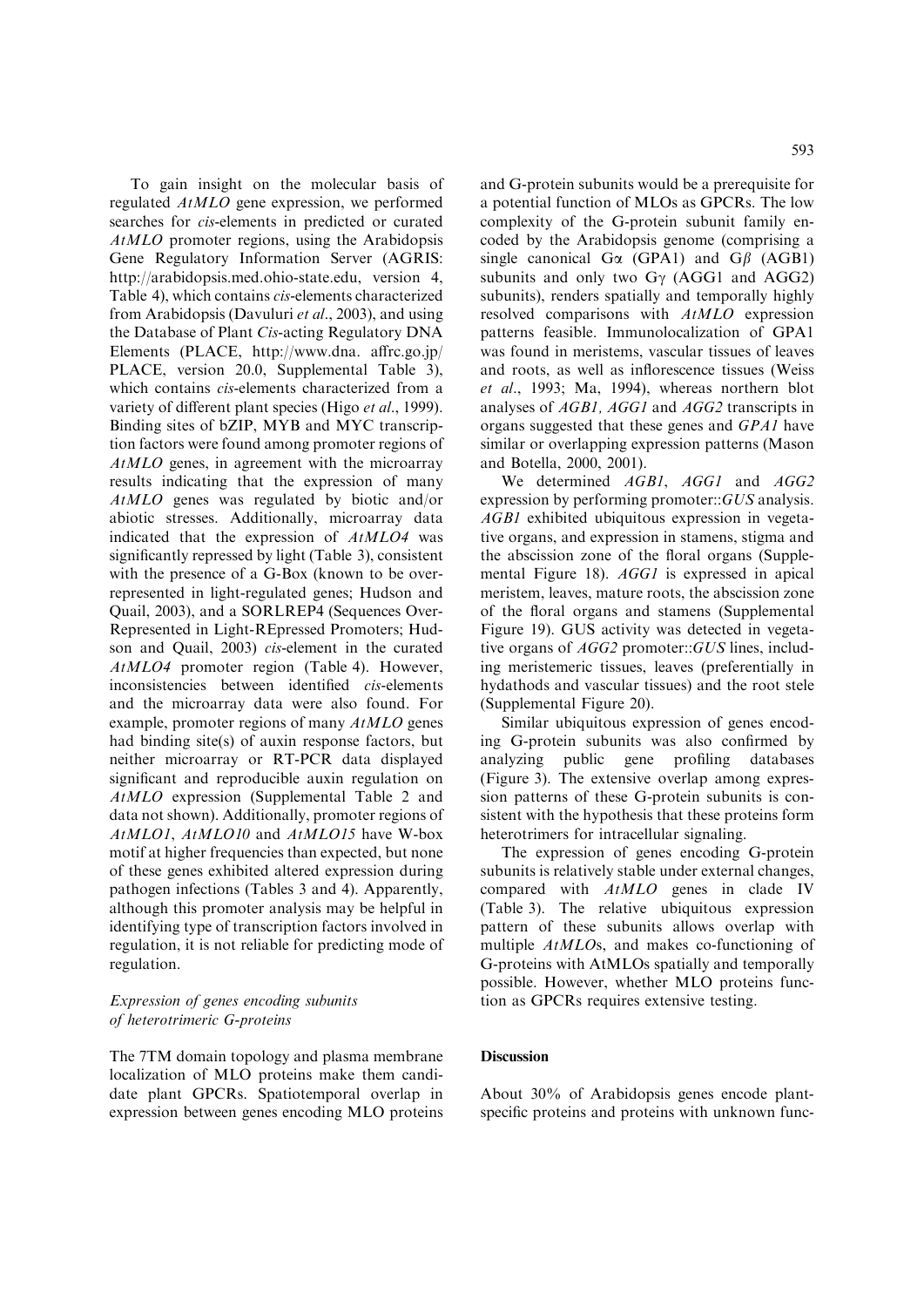To gain insight on the molecular basis of regulated *AtMLO* gene expression, we performed searches for *cis*-elements in predicted or curated *AtMLO* promoter regions, using the Arabidopsis Gene Regulatory Information Server (AGRIS: http://arabidopsis.med.ohio-state.edu, version 4, Table 4), which contains *cis*-elements characterized from Arabidopsis (Davuluri *et al*., 2003), and using the Database of Plant *Cis*-acting Regulatory DNA Elements (PLACE, http://www.dna. affrc.go.jp/ PLACE, version 20.0, Supplemental Table 3), which contains *cis*-elements characterized from a variety of different plant species (Higo *et al*., 1999). Binding sites of bZIP, MYB and MYC transcription factors were found among promoter regions of *AtMLO* genes, in agreement with the microarray results indicating that the expression of many *AtMLO* genes was regulated by biotic and/or abiotic stresses. Additionally, microarray data indicated that the expression of *AtMLO4* was significantly repressed by light (Table 3), consistent with the presence of a G-Box (known to be overrepresented in light-regulated genes; Hudson and Quail, 2003), and a SORLREP4 (Sequences Over-Represented in Light-REpressed Promoters; Hudson and Quail, 2003) *cis*-element in the curated *AtMLO4* promoter region (Table 4). However, inconsistencies between identified *cis*-elements and the microarray data were also found. For example, promoter regions of many *AtMLO* genes had binding site(s) of auxin response factors, but neither microarray or RT-PCR data displayed significant and reproducible auxin regulation on *AtMLO* expression (Supplemental Table 2 and data not shown). Additionally, promoter regions of *AtMLO1*, *AtMLO10* and *AtMLO15* have W-box motif at higher frequencies than expected, but none of these genes exhibited altered expression during pathogen infections (Tables 3 and 4). Apparently, although this promoter analysis may be helpful in identifying type of transcription factors involved in regulation, it is not reliable for predicting mode of regulation.

### *Expression of genes encoding subunits of heterotrimeric G-proteins*

The 7TM domain topology and plasma membrane localization of MLO proteins make them candidate plant GPCRs. Spatiotemporal overlap in expression between genes encoding MLO proteins and G-protein subunits would be a prerequisite for a potential function of MLOs as GPCRs. The low complexity of the G-protein subunit family encoded by the Arabidopsis genome (comprising a single canonical $G\alpha$ (GPA1) and $G\beta$ (AGB1) subunits and only two $G\gamma$ (AGG1 and AGG2) subunits), renders spatially and temporally highly resolved comparisons with *AtMLO* expression patterns feasible. Immunolocalization of GPA1 was found in meristems, vascular tissues of leaves and roots, as well as inflorescence tissues (Weiss *et al*., 1993; Ma, 1994), whereas northern blot analyses of *AGB1, AGG1* and *AGG2* transcripts in organs suggested that these genes and *GPA1* have similar or overlapping expression patterns (Mason and Botella, 2000, 2001).

We determined *AGB1*, *AGG1* and *AGG2* expression by performing promoter::*GUS* analysis. *AGB1* exhibited ubiquitous expression in vegetative organs, and expression in stamens, stigma and the abscission zone of the floral organs (Supplemental Figure 18). *AGG1* is expressed in apical meristem, leaves, mature roots, the abscission zone of the floral organs and stamens (Supplemental Figure 19). GUS activity was detected in vegetative organs of *AGG2* promoter::*GUS* lines, including meristemeric tissues, leaves (preferentially in hydathods and vascular tissues) and the root stele (Supplemental Figure 20).

Similar ubiquitous expression of genes encoding G-protein subunits was also confirmed by analyzing public gene profiling databases (Figure 3). The extensive overlap among expression patterns of these G-protein subunits is consistent with the hypothesis that these proteins form heterotrimers for intracellular signaling.

The expression of genes encoding G-protein subunits is relatively stable under external changes, compared with *AtMLO* genes in clade IV (Table 3). The relative ubiquitous expression pattern of these subunits allows overlap with multiple *AtMLO*s, and makes co-functioning of G-proteins with AtMLOs spatially and temporally possible. However, whether MLO proteins function as GPCRs requires extensive testing.

## Discussion

About 30% of Arabidopsis genes encode plant-specific proteins and proteins with unknown func-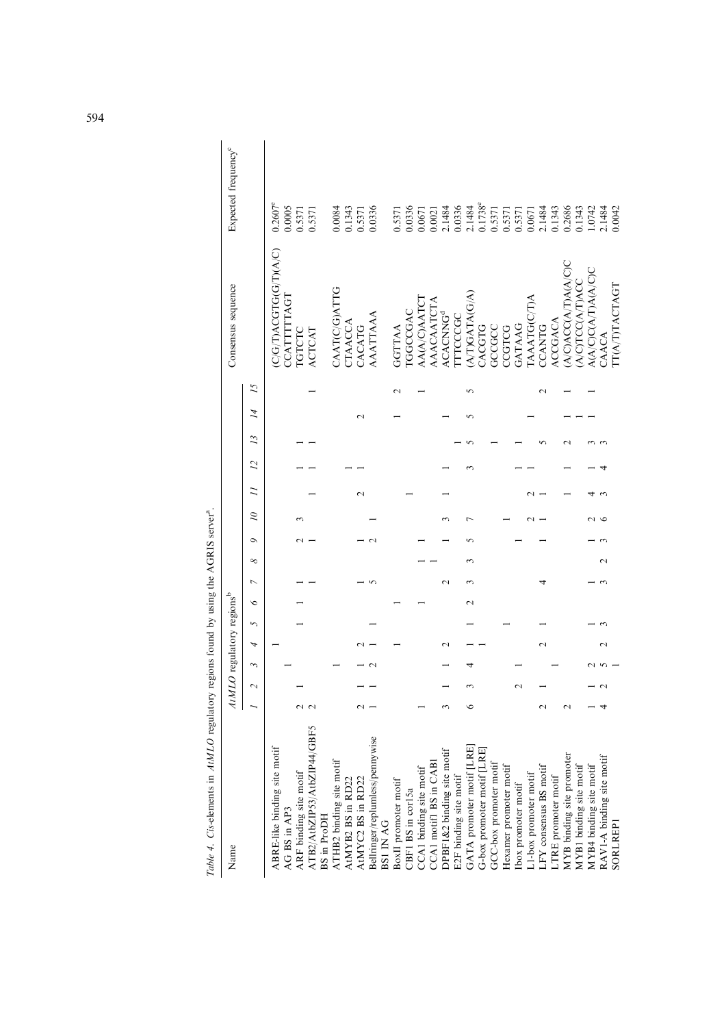*Table 4. Cis*-elements in *AtMLO* regulatory regions found by using the AGRIS server[a].

| Name | *AtMLO* regulatory regions[b] | | | | | | | | | | | | | | | Consensus sequence | Expected frequency[c] |
|---|---|---|---|---|---|---|---|---|---|---|---|---|---|---|---|---|---|
| | *1* | *2* | *3* | *4* | *5* | *6* | *7* | *8* | *9* | *10* | *11* | *12* | *13* | *14* | *15* | | |
| ABRE-like binding site motif | | | | 1 | | | | | | | | | | | | (C/G/T)ACGTG(G/T)(A/C) | 0.2607[e] |
| AG BS in AP3 | | | 1 | | | | | | | | | | | | | CCATTTTTAGT | 0.0005 |
| ARF binding site motif | 2 | 1 | | | 1 | 1 | 1 | | 2 | 3 | | 1 | 1 | | | TGTCTC | 0.5371 |
| ATB2/AtbZIP53/AtbZIP44/GBF5 BS in ProDH | 2 | | | | | | 1 | | 1 | | 1 | 1 | 1 | | 1 | ACTCAT | 0.5371 |
| ATHB2 binding site motif | | | 1 | | | | | | | | | | | | | CAAT(C/G)ATTG | 0.0084 |
| AtMYB2 BS in RD22 | | | | | | | | | | | | 1 | | | | CTAACCA | 0.1343 |
| AtMYC2 BS in RD22 | 2 | 1 | 1 | 2 | | | 1 | | 1 | | 2 | 1 | | 2 | | CACATG | 0.5371 |
| Bellringer/replumless/pennywise BS1 IN AG | 1 | 1 | 2 | 1 | 1 | | 5 | | 2 | 1 | | | | | | AAATTAAA | 0.0336 |
| BoxII promoter motif | | | | 1 | | 1 | | | | | | | | 1 | 2 | GGTTAA | 0.5371 |
| CBF1 BS in cor15a | | | | | | | | | | | 1 | | | | | TGGCCGAC | 0.0336 |
| CCA1 binding site motif | 1 | | | | | 1 | | 1 | 1 | | | | | | 1 | AA(A/C)AATCT | 0.0671 |
| CCA1 motif1 BS in CAB1 | | | | | | | | 1 | | | | | | | | AAACAATCTA | 0.0021 |
| DPBF1&2 binding site motif | 3 | 1 | 1 | 2 | | | 2 | | 1 | 3 | 1 | 1 | | 1 | | ACACNNG[d] | 2.1484 |
| E2F binding site motif | | | | | | | | | | | | | 1 | | | TTTCCCGC | 0.0336 |
| GATA promoter motif [LRE] | 6 | 3 | 4 | 1 | 1 | 2 | 3 | 3 | 5 | 7 | | 3 | 5 | 5 | 5 | (A/T)GATA(G/A) | 2.1484 |
| G-box promoter motif [LRE] | | | | 1 | | | | | | | | | | | | CACGTG | 0.1738[e] |
| GCC-box promoter motif | | | | | | | | | | | | | 1 | | | GCCGCC | 0.5371 |
| Hexamer promoter motif | | | | | 1 | | | | | 1 | | | | | | CCGTCG | 0.5371 |
| Ibox promoter motif | | 2 | 1 | | | | | | 1 | | | 1 | 1 | | | GATAAG | 0.5371 |
| L1-box promoter motif | | | | | | | | | | 2 | 2 | 1 | | 1 | | TAAATG(C/T)A | 0.0671 |
| LFY consensus BS motif | 2 | 1 | | 2 | 1 | | 4 | | 1 | 1 | 1 | | 5 | | 2 | CCANTG | 2.1484 |
| LTRE promoter motif | | | 1 | | | | | | | | | | | | | ACCGACA | 0.1343 |
| MYB binding site promoter | 2 | | | | | | | | | | 1 | 1 | 2 | 1 | 1 | (A/C)ACC(A/T)A(A/C)C | 0.2686 |
| MYB1 binding site motif | | | | | | | | | | | | | | 1 | | (A/C)TCC(A/T)ACC | 0.1343 |
| MYB4 binding site motif | 1 | 1 | 2 | | 1 | | 1 | | 1 | 2 | 4 | 1 | 3 | 1 | 1 | A(A/C)C(A/T)A(A/C)C | 1.0742 |
| RAV1-A binding site motif | 4 | 2 | 5 | 2 | 3 | | 3 | 2 | 3 | 6 | 3 | 4 | 3 | | | CAACA | 2.1484 |
| SORLREP1 | | | 1 | | | | | | | | | | | | | TT(A/T)TACTAGT | 0.0042 |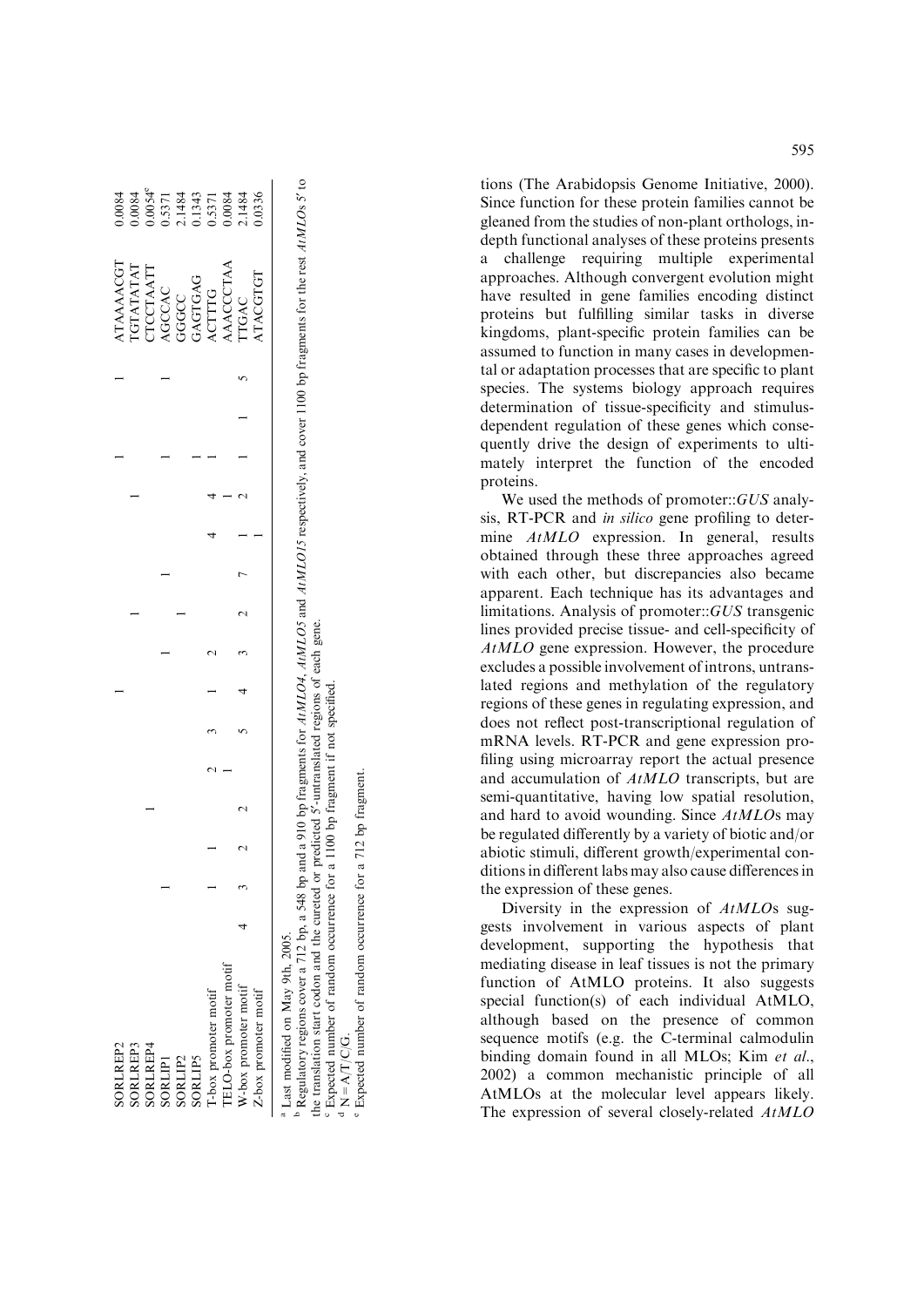| | | | | | | | | | | | | | | | | | |
|---|---|---|---|---|---|---|---|---|---|---|---|---|---|---|---|---|---|
| SORLREP2 | | | | | | | 1 | | | | | | 1 | | 1 | ATAAAACGT | 0.0084 |
| SORLREP3 | | | | | | | | | 1 | | | 1 | | | | TGTATATAT | 0.0084 |
| SORLREP4 | | | | 1 | | | | | | | | | | | | CTCCTAATT | 0.0054[e] |
| SORLIP1 | | 1 | | | | | | 1 | | | 1 | | 1 | | 1 | AGCCAC | 0.5371 |
| SORLIP2 | | | | | | | | | | 1 | | | | | | GGGCC | 2.1484 |
| SORLIP5 | | | | | | | | | | | | | 1 | | | GAGTGAG | 0.1343 |
| T-box promoter motif | | 1 | 1 | | 2 | 3 | 1 | 2 | | | 4 | 4 | 1 | | | ACTTTG | 0.5371 |
| TELO-box promoter motif | | | | | 1 | | | | | | | 1 | | | | AAACCCTAA | 0.0084 |
| W-box promoter motif | 4 | 3 | 2 | 2 | | 5 | 4 | 3 | 2 | 7 | 1 | 2 | 1 | 1 | 5 | TTGAC | 2.1484 |
| Z-box promoter motif | | | | | | | | | | | 1 | 1 | | | | ATACGTGT | 0.0336 |

[a] Last modified on May 9th, 2005.

[b] Regulatory regions cover a 712 bp, a 548 bp and a 910 bp fragments for *AtMLO4*, *AtMLO5* and *AtMLO15* respectively, and cover 1100 bp fragments for the rest *AtMLOs* 5′ to the translation start codon and the cureted or predicted 5′-untranslated regions of each gene.

[c] Expected number of random occurrence for a 1100 bp fragment if not specified.

[d] N = A/T/C/G.

[e] Expected number of random occurrence for a 712 bp fragment.

tions (The Arabidopsis Genome Initiative, 2000). Since function for these protein families cannot be gleaned from the studies of non-plant orthologs, in-depth functional analyses of these proteins presents a challenge requiring multiple experimental approaches. Although convergent evolution might have resulted in gene families encoding distinct proteins but fulfilling similar tasks in diverse kingdoms, plant-specific protein families can be assumed to function in many cases in developmental or adaptation processes that are specific to plant species. The systems biology approach requires determination of tissue-specificity and stimulus-dependent regulation of these genes which consequently drive the design of experiments to ultimately interpret the function of the encoded proteins.

We used the methods of promoter::*GUS* analysis, RT-PCR and *in silico* gene profiling to determine *AtMLO* expression. In general, results obtained through these three approaches agreed with each other, but discrepancies also became apparent. Each technique has its advantages and limitations. Analysis of promoter::*GUS* transgenic lines provided precise tissue- and cell-specificity of *AtMLO* gene expression. However, the procedure excludes a possible involvement of introns, untranslated regions and methylation of the regulatory regions of these genes in regulating expression, and does not reflect post-transcriptional regulation of mRNA levels. RT-PCR and gene expression profiling using microarray report the actual presence and accumulation of *AtMLO* transcripts, but are semi-quantitative, having low spatial resolution, and hard to avoid wounding. Since *AtMLO*s may be regulated differently by a variety of biotic and/or abiotic stimuli, different growth/experimental conditions in different labs may also cause differences in the expression of these genes.

Diversity in the expression of *AtMLO*s suggests involvement in various aspects of plant development, supporting the hypothesis that mediating disease in leaf tissues is not the primary function of AtMLO proteins. It also suggests special function(s) of each individual AtMLO, although based on the presence of common sequence motifs (e.g. the C-terminal calmodulin binding domain found in all MLOs; Kim *et al.*, 2002) a common mechanistic principle of all AtMLOs at the molecular level appears likely. The expression of several closely-related *AtMLO*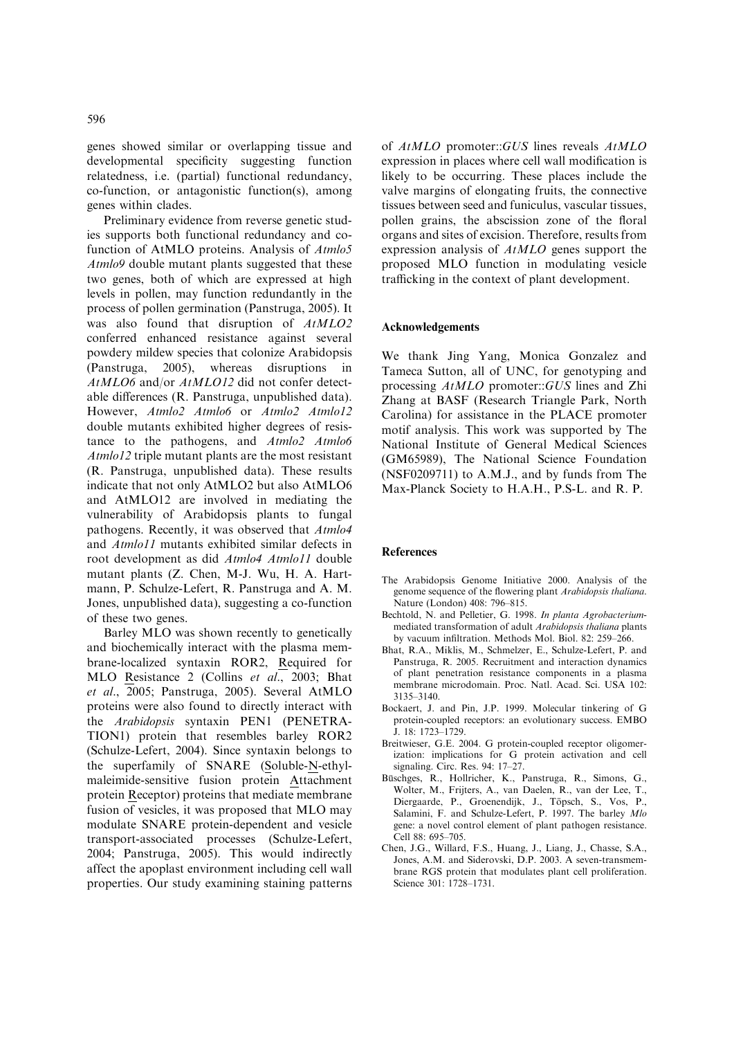genes showed similar or overlapping tissue and developmental specificity suggesting function relatedness, i.e. (partial) functional redundancy, co-function, or antagonistic function(s), among genes within clades.

Preliminary evidence from reverse genetic studies supports both functional redundancy and co-function of AtMLO proteins. Analysis of *Atmlo5 Atmlo9* double mutant plants suggested that these two genes, both of which are expressed at high levels in pollen, may function redundantly in the process of pollen germination (Panstruga, 2005). It was also found that disruption of *AtMLO2* conferred enhanced resistance against several powdery mildew species that colonize Arabidopsis (Panstruga, 2005), whereas disruptions in *AtMLO6* and/or *AtMLO12* did not confer detectable differences (R. Panstruga, unpublished data). However, *Atmlo2 Atmlo6* or *Atmlo2 Atmlo12* double mutants exhibited higher degrees of resistance to the pathogens, and *Atmlo2 Atmlo6 Atmlo12* triple mutant plants are the most resistant (R. Panstruga, unpublished data). These results indicate that not only AtMLO2 but also AtMLO6 and AtMLO12 are involved in mediating the vulnerability of Arabidopsis plants to fungal pathogens. Recently, it was observed that *Atmlo4* and *Atmlo11* mutants exhibited similar defects in root development as did *Atmlo4 Atmlo11* double mutant plants (Z. Chen, M-J. Wu, H. A. Hartmann, P. Schulze-Lefert, R. Panstruga and A. M. Jones, unpublished data), suggesting a co-function of these two genes.

Barley MLO was shown recently to genetically and biochemically interact with the plasma membrane-localized syntaxin ROR2, Required for MLO Resistance 2 (Collins *et al*., 2003; Bhat *et al*., 2005; Panstruga, 2005). Several AtMLO proteins were also found to directly interact with the *Arabidopsis* syntaxin PEN1 (PENETRATION1) protein that resembles barley ROR2 (Schulze-Lefert, 2004). Since syntaxin belongs to the superfamily of SNARE (Soluble-N-ethylmaleimide-sensitive fusion protein Attachment protein Receptor) proteins that mediate membrane fusion of vesicles, it was proposed that MLO may modulate SNARE protein-dependent and vesicle transport-associated processes (Schulze-Lefert, 2004; Panstruga, 2005). This would indirectly affect the apoplast environment including cell wall properties. Our study examining staining patterns of *AtMLO* promoter::*GUS* lines reveals *AtMLO* expression in places where cell wall modification is likely to be occurring. These places include the valve margins of elongating fruits, the connective tissues between seed and funiculus, vascular tissues, pollen grains, the abscission zone of the floral organs and sites of excision. Therefore, results from expression analysis of *AtMLO* genes support the proposed MLO function in modulating vesicle trafficking in the context of plant development.

## Acknowledgements

We thank Jing Yang, Monica Gonzalez and Tameca Sutton, all of UNC, for genotyping and processing *AtMLO* promoter::*GUS* lines and Zhi Zhang at BASF (Research Triangle Park, North Carolina) for assistance in the PLACE promoter motif analysis. This work was supported by The National Institute of General Medical Sciences (GM65989), The National Science Foundation (NSF0209711) to A.M.J., and by funds from The Max-Planck Society to H.A.H., P.S-L. and R. P.

## References

- The Arabidopsis Genome Initiative 2000. Analysis of the genome sequence of the flowering plant *Arabidopsis thaliana*. Nature (London) 408: 796–815.
- Bechtold, N. and Pelletier, G. 1998. *In planta Agrobacterium*-mediated transformation of adult *Arabidopsis thaliana* plants by vacuum infiltration. Methods Mol. Biol. 82: 259–266.
- Bhat, R.A., Miklis, M., Schmelzer, E., Schulze-Lefert, P. and Panstruga, R. 2005. Recruitment and interaction dynamics of plant penetration resistance components in a plasma membrane microdomain. Proc. Natl. Acad. Sci. USA 102: 3135–3140.
- Bockaert, J. and Pin, J.P. 1999. Molecular tinkering of G protein-coupled receptors: an evolutionary success. EMBO J. 18: 1723–1729.
- Breitwieser, G.E. 2004. G protein-coupled receptor oligomerization: implications for G protein activation and cell signaling. Circ. Res. 94: 17–27.
- Büschges, R., Hollricher, K., Panstruga, R., Simons, G., Wolter, M., Frijters, A., van Daelen, R., van der Lee, T., Diergaarde, P., Groenendijk, J., Töpsch, S., Vos, P., Salamini, F. and Schulze-Lefert, P. 1997. The barley *Mlo* gene: a novel control element of plant pathogen resistance. Cell 88: 695–705.
- Chen, J.G., Willard, F.S., Huang, J., Liang, J., Chasse, S.A., Jones, A.M. and Siderovski, D.P. 2003. A seven-transmembrane RGS protein that modulates plant cell proliferation. Science 301: 1728–1731.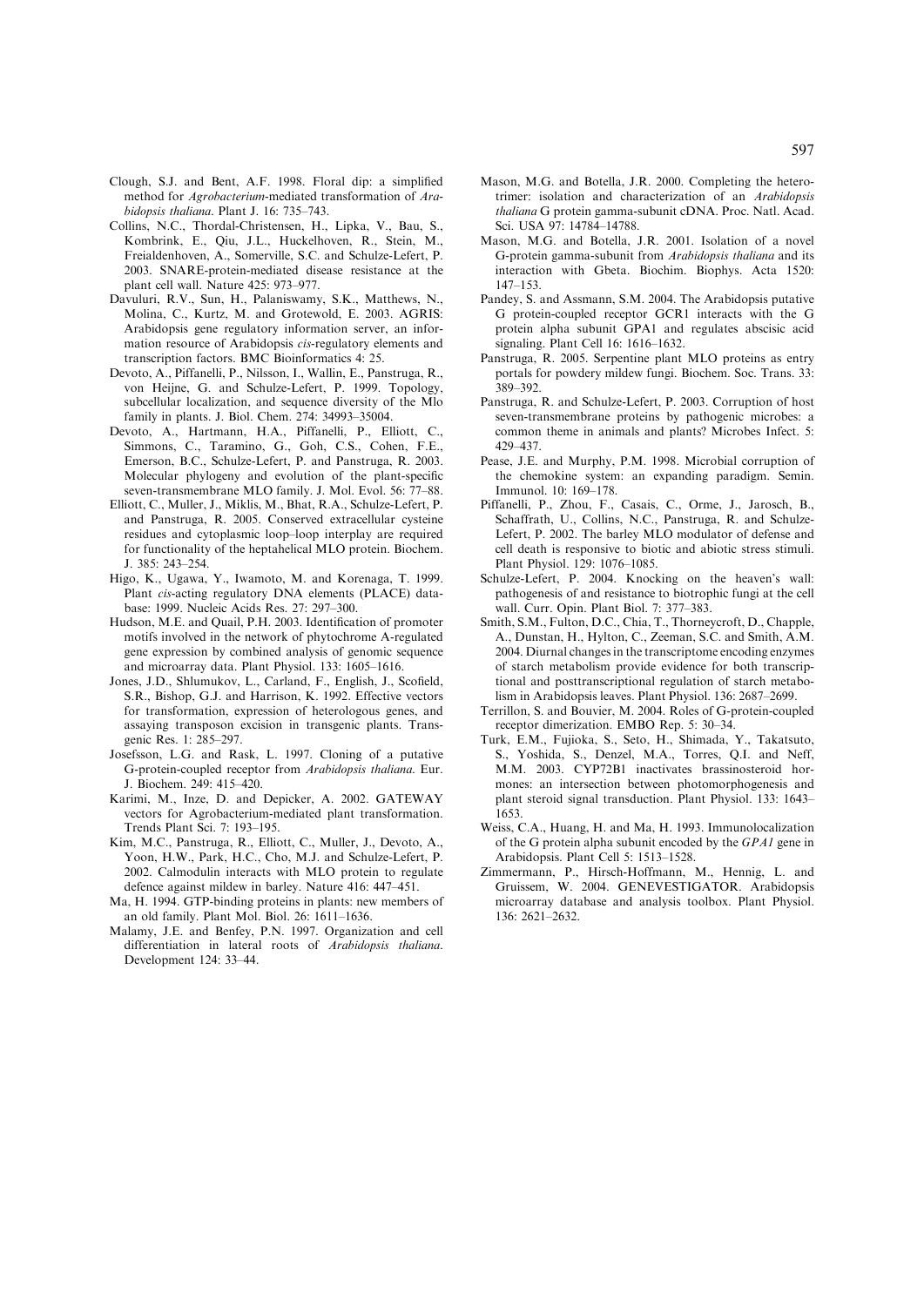Clough, S.J. and Bent, A.F. 1998. Floral dip: a simplified method for *Agrobacterium*-mediated transformation of *Arabidopsis thaliana*. Plant J. 16: 735–743.

Collins, N.C., Thordal-Christensen, H., Lipka, V., Bau, S., Kombrink, E., Qiu, J.L., Huckelhoven, R., Stein, M., Freialdenhoven, A., Somerville, S.C. and Schulze-Lefert, P. 2003. SNARE-protein-mediated disease resistance at the plant cell wall. Nature 425: 973–977.

Davuluri, R.V., Sun, H., Palaniswamy, S.K., Matthews, N., Molina, C., Kurtz, M. and Grotewold, E. 2003. AGRIS: Arabidopsis gene regulatory information server, an information resource of Arabidopsis *cis*-regulatory elements and transcription factors. BMC Bioinformatics 4: 25.

Devoto, A., Piffanelli, P., Nilsson, I., Wallin, E., Panstruga, R., von Heijne, G. and Schulze-Lefert, P. 1999. Topology, subcellular localization, and sequence diversity of the Mlo family in plants. J. Biol. Chem. 274: 34993–35004.

Devoto, A., Hartmann, H.A., Piffanelli, P., Elliott, C., Simmons, C., Taramino, G., Goh, C.S., Cohen, F.E., Emerson, B.C., Schulze-Lefert, P. and Panstruga, R. 2003. Molecular phylogeny and evolution of the plant-specific seven-transmembrane MLO family. J. Mol. Evol. 56: 77–88.

Elliott, C., Muller, J., Miklis, M., Bhat, R.A., Schulze-Lefert, P. and Panstruga, R. 2005. Conserved extracellular cysteine residues and cytoplasmic loop–loop interplay are required for functionality of the heptahelical MLO protein. Biochem. J. 385: 243–254.

Higo, K., Ugawa, Y., Iwamoto, M. and Korenaga, T. 1999. Plant *cis*-acting regulatory DNA elements (PLACE) database: 1999. Nucleic Acids Res. 27: 297–300.

Hudson, M.E. and Quail, P.H. 2003. Identification of promoter motifs involved in the network of phytochrome A-regulated gene expression by combined analysis of genomic sequence and microarray data. Plant Physiol. 133: 1605–1616.

Jones, J.D., Shlumukov, L., Carland, F., English, J., Scofield, S.R., Bishop, G.J. and Harrison, K. 1992. Effective vectors for transformation, expression of heterologous genes, and assaying transposon excision in transgenic plants. Transgenic Res. 1: 285–297.

Josefsson, L.G. and Rask, L. 1997. Cloning of a putative G-protein-coupled receptor from *Arabidopsis thaliana*. Eur. J. Biochem. 249: 415–420.

Karimi, M., Inze, D. and Depicker, A. 2002. GATEWAY vectors for Agrobacterium-mediated plant transformation. Trends Plant Sci. 7: 193–195.

Kim, M.C., Panstruga, R., Elliott, C., Muller, J., Devoto, A., Yoon, H.W., Park, H.C., Cho, M.J. and Schulze-Lefert, P. 2002. Calmodulin interacts with MLO protein to regulate defence against mildew in barley. Nature 416: 447–451.

Ma, H. 1994. GTP-binding proteins in plants: new members of an old family. Plant Mol. Biol. 26: 1611–1636.

Malamy, J.E. and Benfey, P.N. 1997. Organization and cell differentiation in lateral roots of *Arabidopsis thaliana*. Development 124: 33–44.

Mason, M.G. and Botella, J.R. 2000. Completing the heterotrimer: isolation and characterization of an *Arabidopsis thaliana* G protein gamma-subunit cDNA. Proc. Natl. Acad. Sci. USA 97: 14784–14788.

Mason, M.G. and Botella, J.R. 2001. Isolation of a novel G-protein gamma-subunit from *Arabidopsis thaliana* and its interaction with Gbeta. Biochim. Biophys. Acta 1520: 147–153.

Pandey, S. and Assmann, S.M. 2004. The Arabidopsis putative G protein-coupled receptor GCR1 interacts with the G protein alpha subunit GPA1 and regulates abscisic acid signaling. Plant Cell 16: 1616–1632.

Panstruga, R. 2005. Serpentine plant MLO proteins as entry portals for powdery mildew fungi. Biochem. Soc. Trans. 33: 389–392.

Panstruga, R. and Schulze-Lefert, P. 2003. Corruption of host seven-transmembrane proteins by pathogenic microbes: a common theme in animals and plants? Microbes Infect. 5: 429–437.

Pease, J.E. and Murphy, P.M. 1998. Microbial corruption of the chemokine system: an expanding paradigm. Semin. Immunol. 10: 169–178.

Piffanelli, P., Zhou, F., Casais, C., Orme, J., Jarosch, B., Schaffrath, U., Collins, N.C., Panstruga, R. and Schulze-Lefert, P. 2002. The barley MLO modulator of defense and cell death is responsive to biotic and abiotic stress stimuli. Plant Physiol. 129: 1076–1085.

Schulze-Lefert, P. 2004. Knocking on the heaven's wall: pathogenesis of and resistance to biotrophic fungi at the cell wall. Curr. Opin. Plant Biol. 7: 377–383.

Smith, S.M., Fulton, D.C., Chia, T., Thorneycroft, D., Chapple, A., Dunstan, H., Hylton, C., Zeeman, S.C. and Smith, A.M. 2004. Diurnal changes in the transcriptome encoding enzymes of starch metabolism provide evidence for both transcriptional and posttranscriptional regulation of starch metabolism in Arabidopsis leaves. Plant Physiol. 136: 2687–2699.

Terrillon, S. and Bouvier, M. 2004. Roles of G-protein-coupled receptor dimerization. EMBO Rep. 5: 30–34.

Turk, E.M., Fujioka, S., Seto, H., Shimada, Y., Takatsuto, S., Yoshida, S., Denzel, M.A., Torres, Q.I. and Neff, M.M. 2003. CYP72B1 inactivates brassinosteroid hormones: an intersection between photomorphogenesis and plant steroid signal transduction. Plant Physiol. 133: 1643–1653.

Weiss, C.A., Huang, H. and Ma, H. 1993. Immunolocalization of the G protein alpha subunit encoded by the *GPA1* gene in Arabidopsis. Plant Cell 5: 1513–1528.

Zimmermann, P., Hirsch-Hoffmann, M., Hennig, L. and Gruissem, W. 2004. GENEVESTIGATOR. Arabidopsis microarray database and analysis toolbox. Plant Physiol. 136: 2621–2632.